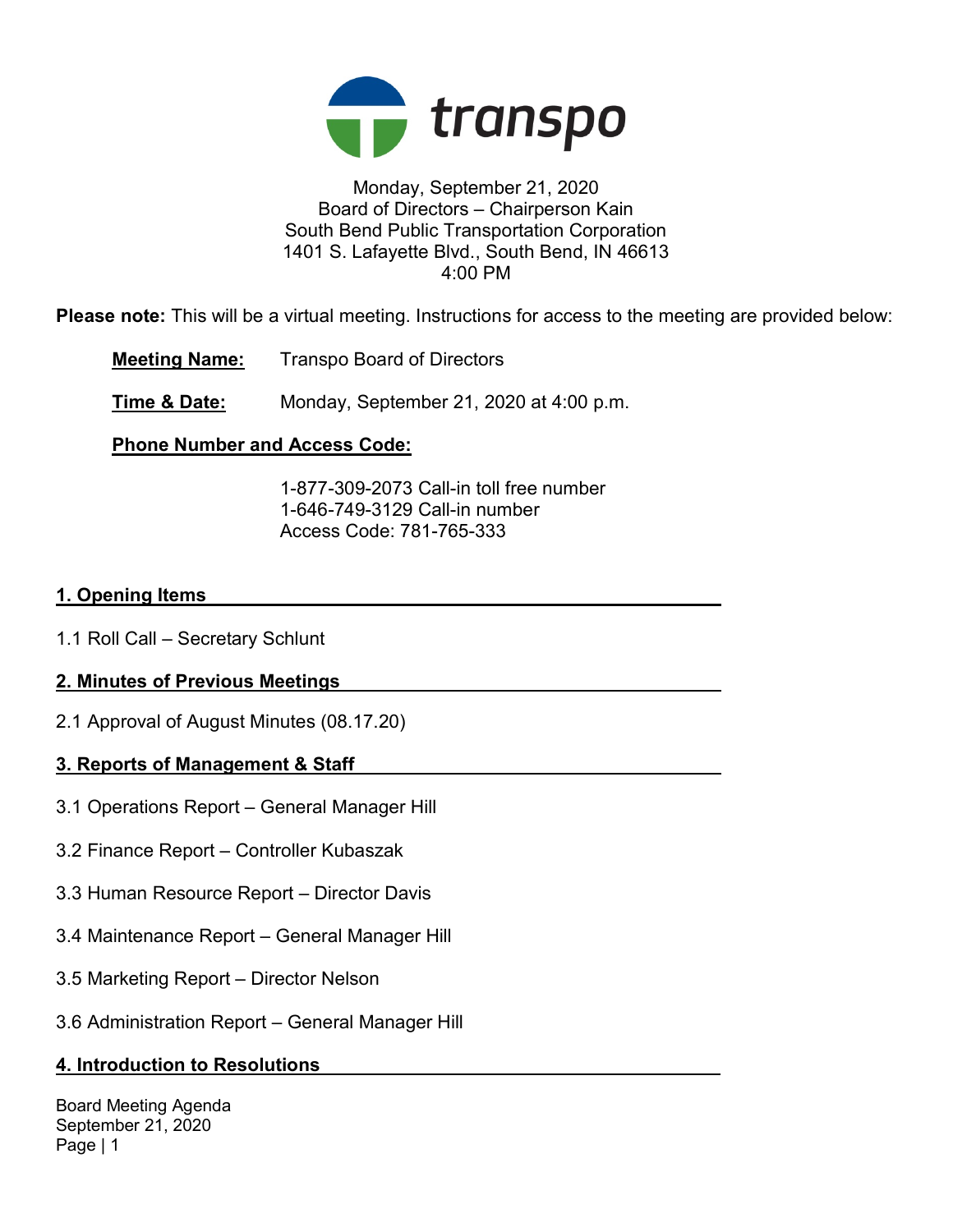transpo

Monday, September 21, 2020
Board of Directors – Chairperson Kain
South Bend Public Transportation Corporation
1401 S. Lafayette Blvd., South Bend, IN 46613
4:00 PM

**Please note:** This will be a virtual meeting. Instructions for access to the meeting are provided below:

**Meeting Name:** Transpo Board of Directors

**Time & Date:** Monday, September 21, 2020 at 4:00 p.m.

**Phone Number and Access Code:**

1-877-309-2073 Call-in toll free number
1-646-749-3129 Call-in number
Access Code: 781-765-333

## 1. Opening Items

1.1 Roll Call – Secretary Schlunt

## 2. Minutes of Previous Meetings

2.1 Approval of August Minutes (08.17.20)

## 3. Reports of Management & Staff

3.1 Operations Report – General Manager Hill

3.2 Finance Report – Controller Kubaszak

3.3 Human Resource Report – Director Davis

3.4 Maintenance Report – General Manager Hill

3.5 Marketing Report – Director Nelson

3.6 Administration Report – General Manager Hill

## 4. Introduction to Resolutions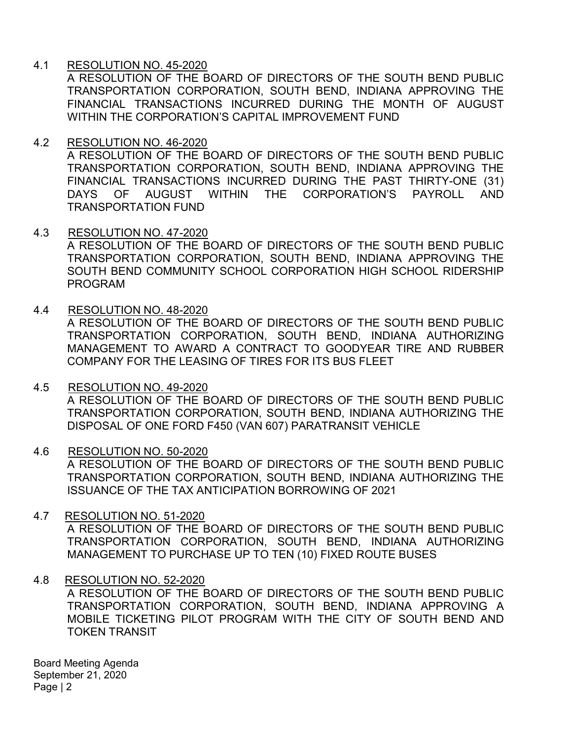4.1 RESOLUTION NO. 45-2020

A RESOLUTION OF THE BOARD OF DIRECTORS OF THE SOUTH BEND PUBLIC TRANSPORTATION CORPORATION, SOUTH BEND, INDIANA APPROVING THE FINANCIAL TRANSACTIONS INCURRED DURING THE MONTH OF AUGUST WITHIN THE CORPORATION'S CAPITAL IMPROVEMENT FUND

4.2 RESOLUTION NO. 46-2020

A RESOLUTION OF THE BOARD OF DIRECTORS OF THE SOUTH BEND PUBLIC TRANSPORTATION CORPORATION, SOUTH BEND, INDIANA APPROVING THE FINANCIAL TRANSACTIONS INCURRED DURING THE PAST THIRTY-ONE (31) DAYS OF AUGUST WITHIN THE CORPORATION'S PAYROLL AND TRANSPORTATION FUND

4.3 RESOLUTION NO. 47-2020

A RESOLUTION OF THE BOARD OF DIRECTORS OF THE SOUTH BEND PUBLIC TRANSPORTATION CORPORATION, SOUTH BEND, INDIANA APPROVING THE SOUTH BEND COMMUNITY SCHOOL CORPORATION HIGH SCHOOL RIDERSHIP PROGRAM

4.4 RESOLUTION NO. 48-2020

A RESOLUTION OF THE BOARD OF DIRECTORS OF THE SOUTH BEND PUBLIC TRANSPORTATION CORPORATION, SOUTH BEND, INDIANA AUTHORIZING MANAGEMENT TO AWARD A CONTRACT TO GOODYEAR TIRE AND RUBBER COMPANY FOR THE LEASING OF TIRES FOR ITS BUS FLEET

4.5 RESOLUTION NO. 49-2020

A RESOLUTION OF THE BOARD OF DIRECTORS OF THE SOUTH BEND PUBLIC TRANSPORTATION CORPORATION, SOUTH BEND, INDIANA AUTHORIZING THE DISPOSAL OF ONE FORD F450 (VAN 607) PARATRANSIT VEHICLE

4.6 RESOLUTION NO. 50-2020

A RESOLUTION OF THE BOARD OF DIRECTORS OF THE SOUTH BEND PUBLIC TRANSPORTATION CORPORATION, SOUTH BEND, INDIANA AUTHORIZING THE ISSUANCE OF THE TAX ANTICIPATION BORROWING OF 2021

4.7 RESOLUTION NO. 51-2020

A RESOLUTION OF THE BOARD OF DIRECTORS OF THE SOUTH BEND PUBLIC TRANSPORTATION CORPORATION, SOUTH BEND, INDIANA AUTHORIZING MANAGEMENT TO PURCHASE UP TO TEN (10) FIXED ROUTE BUSES

4.8 RESOLUTION NO. 52-2020

A RESOLUTION OF THE BOARD OF DIRECTORS OF THE SOUTH BEND PUBLIC TRANSPORTATION CORPORATION, SOUTH BEND, INDIANA APPROVING A MOBILE TICKETING PILOT PROGRAM WITH THE CITY OF SOUTH BEND AND TOKEN TRANSIT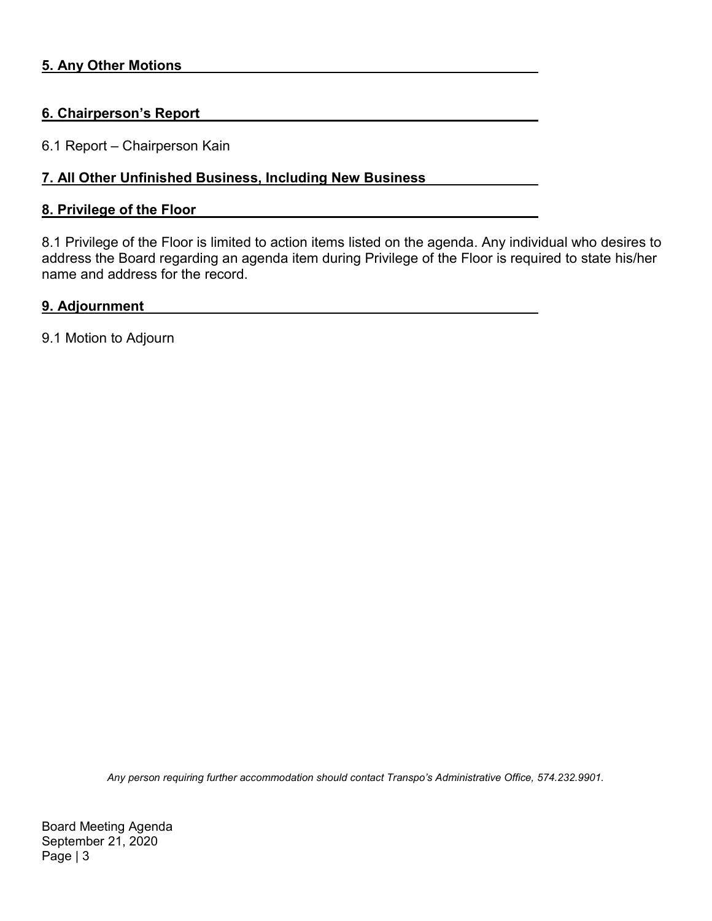**5. Any Other Motions**

**6. Chairperson's Report**

6.1 Report – Chairperson Kain

**7. All Other Unfinished Business, Including New Business**

**8. Privilege of the Floor**

8.1 Privilege of the Floor is limited to action items listed on the agenda. Any individual who desires to address the Board regarding an agenda item during Privilege of the Floor is required to state his/her name and address for the record.

**9. Adjournment**

9.1 Motion to Adjourn

*Any person requiring further accommodation should contact Transpo's Administrative Office, 574.232.9901.*